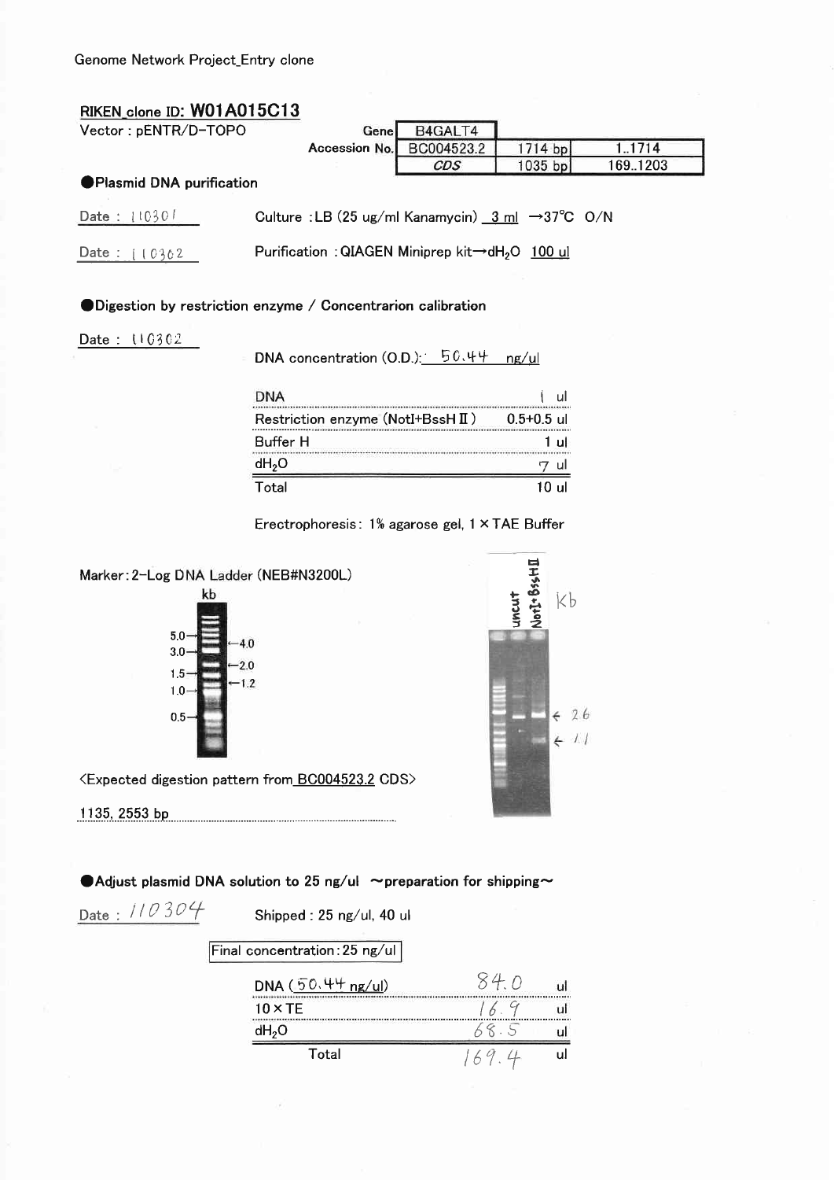Genome Network Project_Entry clone

**RIKEN clone ID: W01A015C13**

Vector : pENTR/D-TOPO

| Gene | B4GALT4 | |
|---|---|---|
| Accession No. | BC004523.2 | 1714 bp | 1..1714 |
| | *CDS* | 1035 bp | 169..1203 |

### ●Plasmid DNA purification

Date : 110301 — Culture : LB (25 ug/ml Kanamycin) 3 ml →37℃ O/N

Date : 110302 — Purification : QIAGEN Miniprep kit→$dH_2O$ 100 ul

### ●Digestion by restriction enzyme / Concentrarion calibration

Date : 110302

DNA concentration (O.D.): 50.44 ng/ul

| DNA | 1 ul |
|---|---|
| Restriction enzyme (NotI+BssH II) | 0.5+0.5 ul |
| Buffer H | 1 ul |
| $dH_2O$ | 7 ul |
| Total | 10 ul |

Erectrophoresis : 1% agarose gel, 1×TAE Buffer

Marker : 2-Log DNA Ladder (NEB#N3200L)

kb: 5.0, 4.0, 3.0, 2.0, 1.5, 1.2, 1.0, 0.5

uncut | NotI+BssHII | Kb

← 2.6

← 1.1

<Expected digestion pattern from BC004523.2 CDS>

1135, 2553 bp

### ●Adjust plasmid DNA solution to 25 ng/ul ～preparation for shipping～

Date : 110304 — Shipped : 25 ng/ul, 40 ul

Final concentration : 25 ng/ul

| DNA (50.44 ng/ul) | 84.0 | ul |
|---|---|---|
| 10×TE | 16.9 | ul |
| $dH_2O$ | 68.5 | ul |
| Total | 169.4 | ul |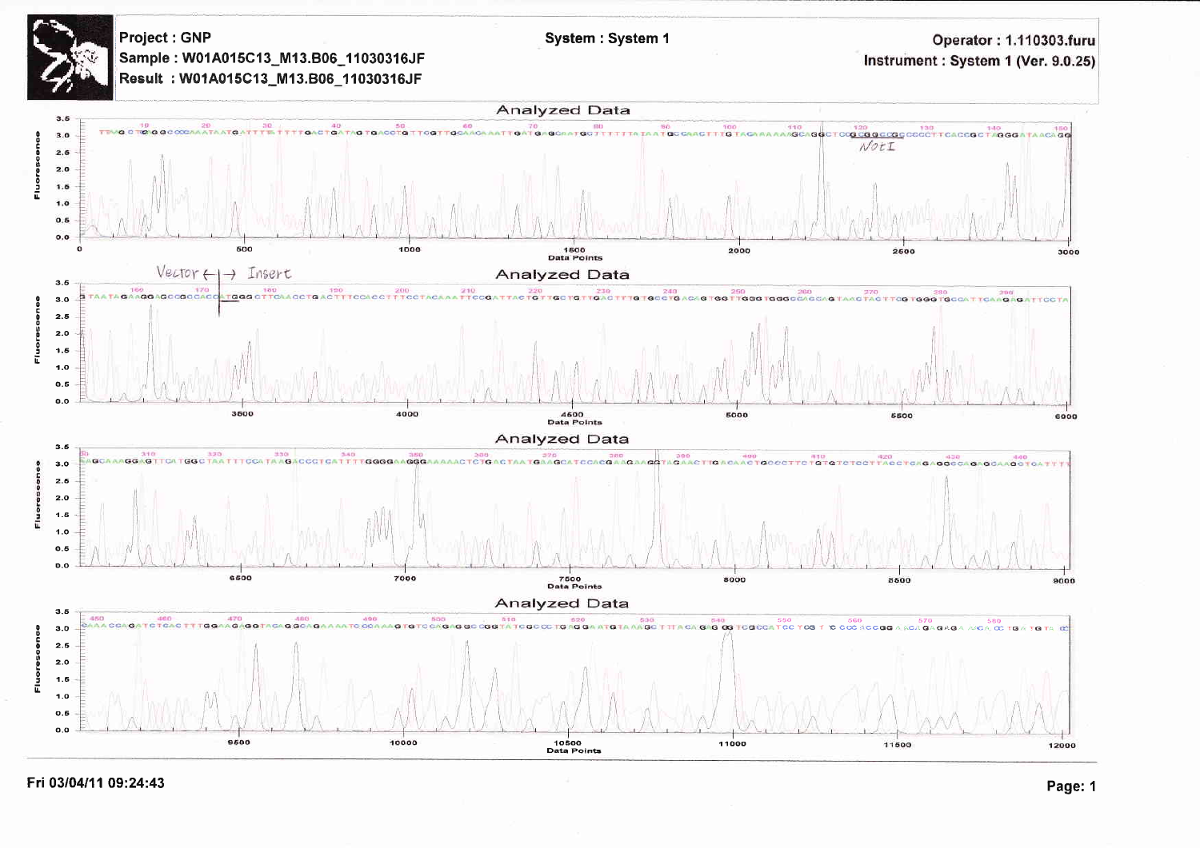**Project : GNP**
**Sample : W01A015C13_M13.B06_11030316JF**
**Result : W01A015C13_M13.B06_11030316JF**

**System : System 1**

**Operator : 1.110303.furu**
**Instrument : System 1 (Ver. 9.0.25)**

## Analyzed Data

```
TTAG CTGGGGCCCGAAATAATGATTTTATTTTGACTGATAGTGACCTGTTCGTTGCAACAAATTGATGAGCAATGCTTTTTTATAATGCCAACTTTGTAGAAAAAAGCAGGCTCCGCGGCCGCCCCCTTCACCGCTAGGGATAACAGG
```

NotI

Fluorescence / Data Points: 0 – 3000

## Analyzed Data

Vector ←|→ Insert

```
TAATAGAAGGAGCCGGCCACCATGGGCTTCAACCTGACTTTCCACCTTTCCTACAAATTCCGATTACTGTTGCTGTTGACTTTGTGCCTGACAGTGGTTGGGTGGGCCAGCAGTAACTACTTCGTGGGTGCCATTCAAGAGATTCCTA
```

Fluorescence / Data Points: 3500 – 6000

## Analyzed Data

```
AAGCAAAGGAGTTCATGGCTAATTTCCATAAGACCGTCATTTTGGGGAAGGGAAAAACTCTGACTAATGAAGCATCCACGAAGAAGGTAGAACTTGACAACTGCCCTTCTGTGTCTCCTTACCTCAGAGGCCAGAGCAAGCTCATTTT
```

Fluorescence / Data Points: 6500 – 9000

## Analyzed Data

```
GAAACCAGATCTCACTTTGGAAGAGGTAGAGGCAGAAAATCCCAAAGTGTCCAGAGGCGGTATCGCCTGAGGAATGTAAAGCTTTACAGAGGGTCGCCATCCTCGTTCCCACCGGAACAGAGAACACCTGATGTACC
```

Fluorescence / Data Points: 9500 – 12000

Fri 03/04/11 09:24:43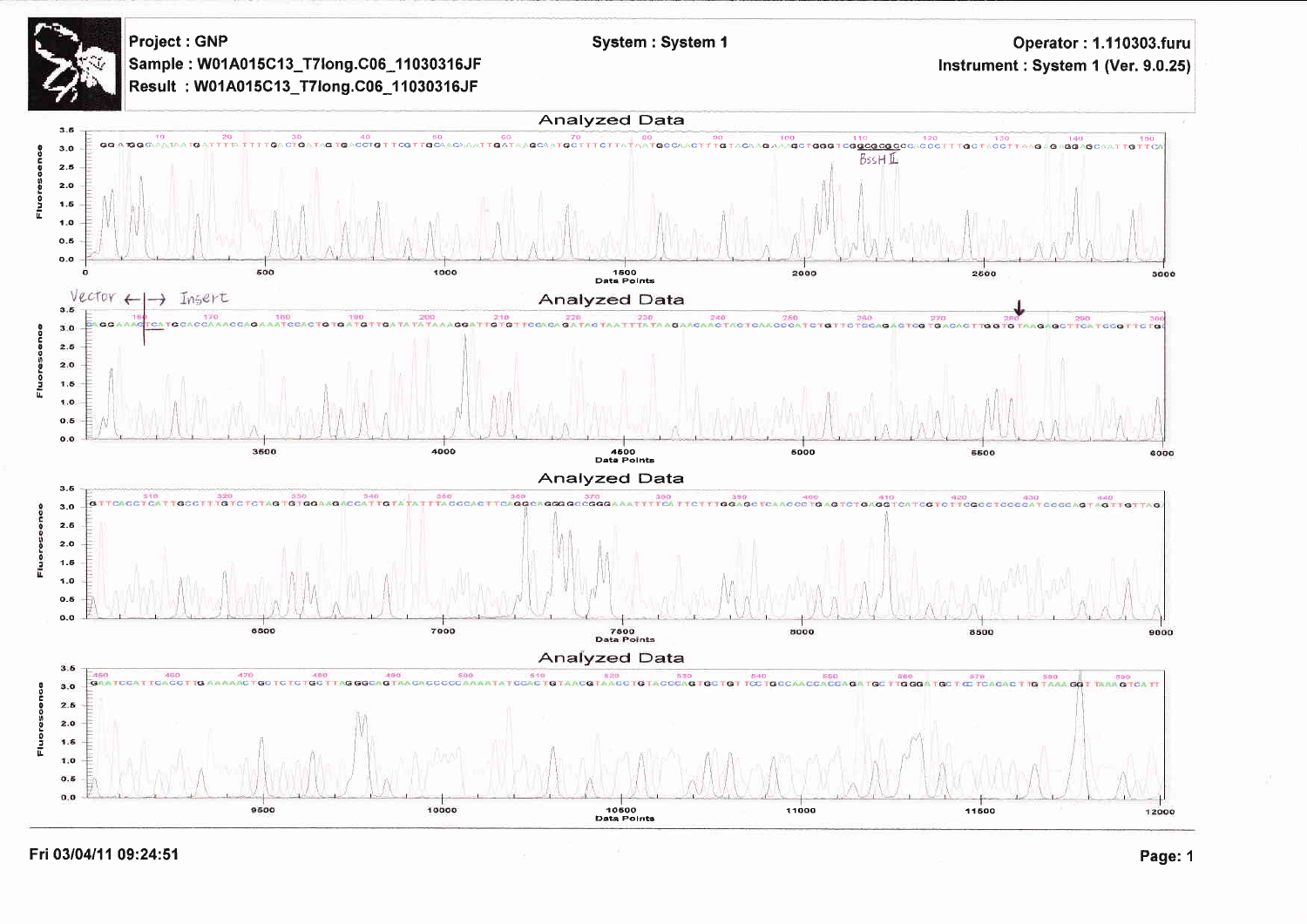**Project : GNP**
**Sample : W01A015C13_T7long.C06_11030316JF**
**Result : W01A015C13_T7long.C06_11030316JF**

**System : System 1**

**Operator : 1.110303.furu**
**Instrument : System 1 (Ver. 9.0.25)**

## Analyzed Data

GGATGGGAATAATGATTTTATTTTGACTGATAGTGACCTGTTCGTTGCAACAAATTGATAAGCAATGCTTTCTTATAATGCCAACTTTGTACAAGAAAGCTGGGTCGGCGCGCCCACCCTTTGCTACCTTAAGAGAGGAGCAATTGTTCA

BssH II

## Analyzed Data

Vector ←|→ Insert

AGGAAAGTCATGCACCAAACCAGAAATCCACTGTGATGTTGATATATAAAGGATTGTGTTCCACAGATAGTAATTTATAAGAACAACTACTCAACCCATCTGTTCTGCAGAGTGGTGACACTTGGTGTAAGAGCTTCATCCGTTCTG

## Analyzed Data

GTTCACCTCATTGCCTTTGTCTCTAGTGTGGAAGACCATTGTATATTTAGCCACTTCAGGCAGGGGCCGGGAAATTTTCATTCTTTGGAGCTCAACCCTGAGTCTGAGGTCATCGTCTTCGCCTCCCCATCGCAGTAGTTGTTAG

## Analyzed Data

GAATCCATTCACCTTGAAAAACTGCTCTCTGCTTAGGGCAGTAAGACCCCCAAAATATCGACTGTAACGTAACCTGTACCCAGTGCTGTTCCTGCCAACCACGAGATGCTTGGGATGCTCCTCACACTTGTAAAGGTTAAAGTCATT

Fri 03/04/11 09:24:51

Page: 1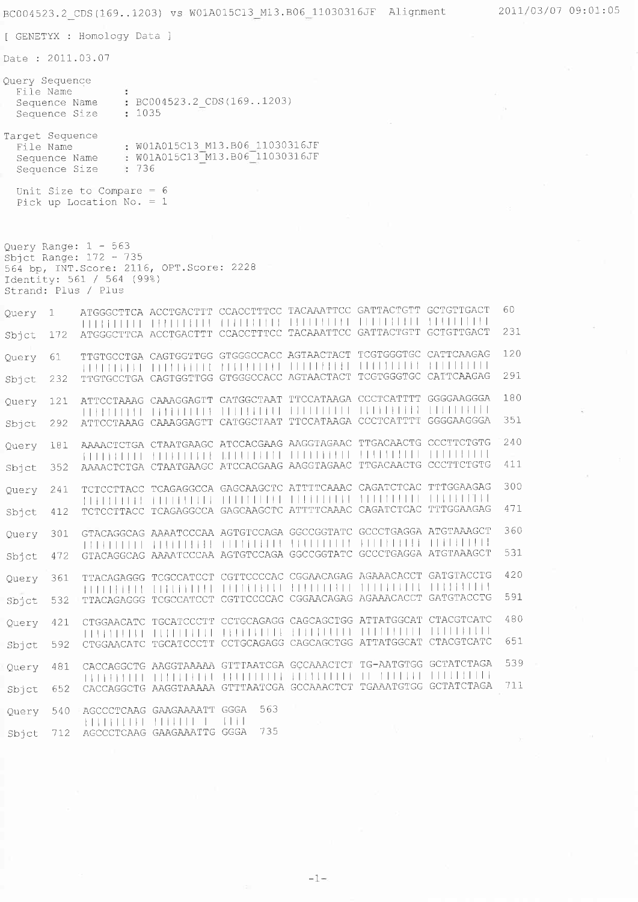BC004523.2_CDS(169..1203) vs W01A015C13_M13.B06_11030316JF Alignment 2011/03/07 09:01:05

[ GENETYX : Homology Data ]

Date : 2011.03.07

```
Query Sequence
  File Name         :
  Sequence Name     : BC004523.2_CDS(169..1203)
  Sequence Size     : 1035

Target Sequence
  File Name         : W01A015C13_M13.B06_11030316JF
  Sequence Name     : W01A015C13_M13.B06_11030316JF
  Sequence Size     : 736

  Unit Size to Compare = 6
  Pick up Location No. = 1


Query Range: 1 - 563
Sbjct Range: 172 - 735
564 bp, INT.Score: 2116, OPT.Score: 2228
Identity: 561 / 564 (99%)
Strand: Plus / Plus

Query   1   ATGGGCTTCA ACCTGACTTT CCACCTTTCC TACAAATTCC GATTACTGTT GCTGTTGACT   60
            |||||||||| |||||||||| |||||||||| |||||||||| |||||||||| ||||||||||
Sbjct 172   ATGGGCTTCA ACCTGACTTT CCACCTTTCC TACAAATTCC GATTACTGTT GCTGTTGACT  231

Query  61   TTGTGCCTGA CAGTGGTTGG GTGGGCCACC AGTAACTACT TCGTGGGTGC CATTCAAGAG  120
            |||||||||| |||||||||| |||||||||| |||||||||| |||||||||| ||||||||||
Sbjct 232   TTGTGCCTGA CAGTGGTTGG GTGGGCCACC AGTAACTACT TCGTGGGTGC CATTCAAGAG  291

Query 121   ATTCCTAAAG CAAAGGAGTT CATGGCTAAT TTCCATAAGA CCCTCATTTT GGGGAAGGGA  180
            |||||||||| |||||||||| |||||||||| |||||||||| |||||||||| ||||||||||
Sbjct 292   ATTCCTAAAG CAAAGGAGTT CATGGCTAAT TTCCATAAGA CCCTCATTTT GGGGAAGGGA  351

Query 181   AAAACTCTGA CTAATGAAGC ATCCACGAAG AAGGTAGAAC TTGACAACTG CCCTTCTGTG  240
            |||||||||| |||||||||| |||||||||| |||||||||| |||||||||| ||||||||||
Sbjct 352   AAAACTCTGA CTAATGAAGC ATCCACGAAG AAGGTAGAAC TTGACAACTG CCCTTCTGTG  411

Query 241   TCTCCTTACC TCAGAGGCCA GAGCAAGCTC ATTTTCAAAC CAGATCTCAC TTTGGAAGAG  300
            |||||||||| |||||||||| |||||||||| |||||||||| |||||||||| ||||||||||
Sbjct 412   TCTCCTTACC TCAGAGGCCA GAGCAAGCTC ATTTTCAAAC CAGATCTCAC TTTGGAAGAG  471

Query 301   GTACAGGCAG AAAATCCCAA AGTGTCCAGA GGCCGGTATC GCCCTGAGGA ATGTAAAGCT  360
            |||||||||| |||||||||| |||||||||| |||||||||| |||||||||| ||||||||||
Sbjct 472   GTACAGGCAG AAAATCCCAA AGTGTCCAGA GGCCGGTATC GCCCTGAGGA ATGTAAAGCT  531

Query 361   TTACAGAGGG TCGCCATCCT CGTTCCCCAC CGGAACAGAG AGAAACACCT GATGTACCTG  420
            |||||||||| |||||||||| |||||||||| |||||||||| |||||||||| ||||||||||
Sbjct 532   TTACAGAGGG TCGCCATCCT CGTTCCCCAC CGGAACAGAG AGAAACACCT GATGTACCTG  591

Query 421   CTGGAACATC TGCATCCCTT CCTGCAGAGG CAGCAGCTGG ATTATGGCAT CTACGTCATC  480
            |||||||||| |||||||||| |||||||||| |||||||||| |||||||||| ||||||||||
Sbjct 592   CTGGAACATC TGCATCCCTT CCTGCAGAGG CAGCAGCTGG ATTATGGCAT CTACGTCATC  651

Query 481   CACCAGGCTG AAGGTAAAAA GTTTAATCGA GCCAAACTCT TG-AATGTGG GCTATCTAGA  539
            |||||||||| |||||||||| |||||||||| |||||||||| ||  |||||| ||||||||||
Sbjct 652   CACCAGGCTG AAGGTAAAAA GTTTAATCGA GCCAAACTCT TGAAATGTGG GCTATCTAGA  711

Query 540   AGCCCTCAAG GAAGAAAATT GGGA  563
            |||||||||| ||||||| |  ||||
Sbjct 712   AGCCCTCAAG GAAGAAATTG GGGA  735
```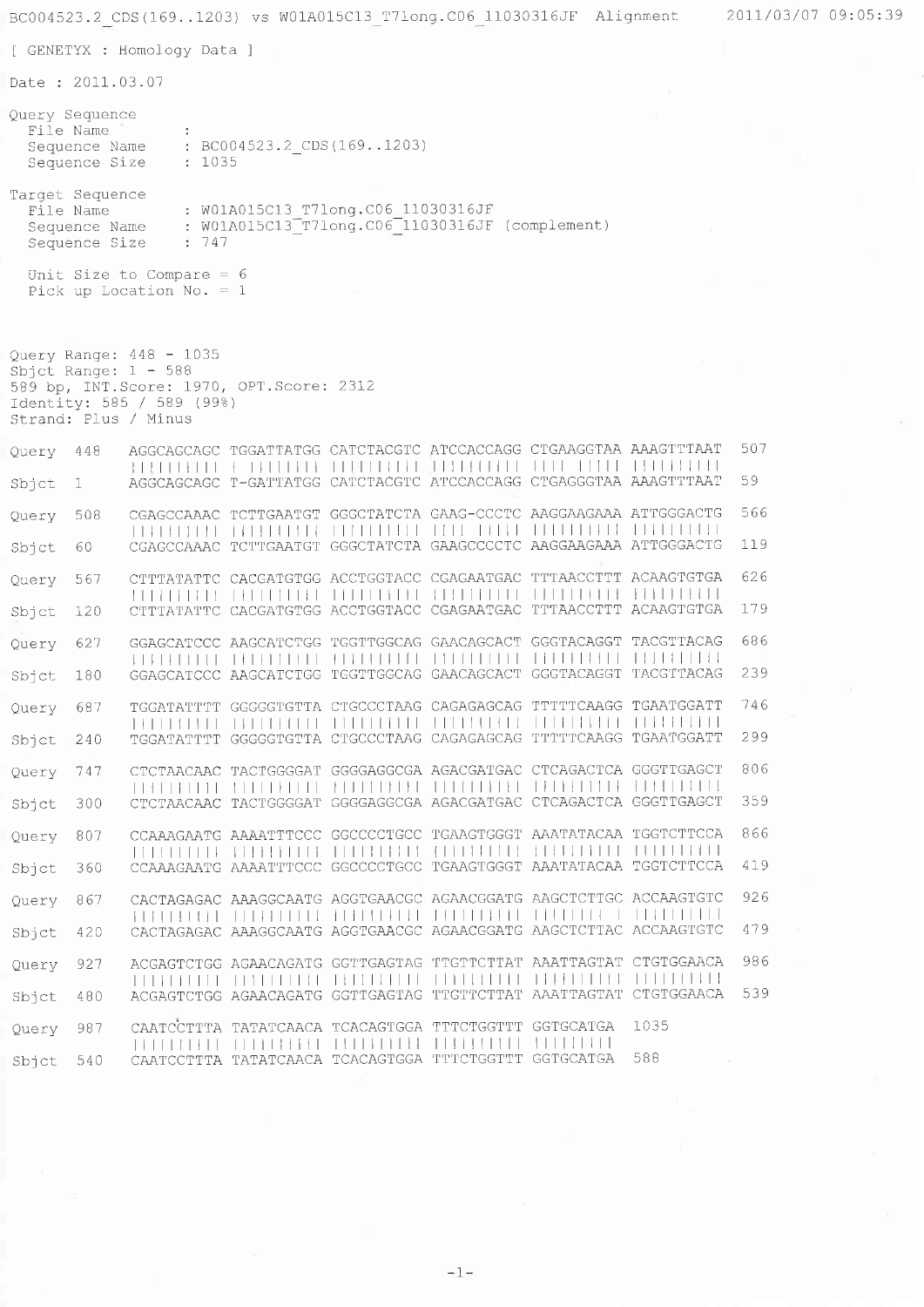BC004523.2_CDS(169..1203) vs W01A015C13_T7long.C06_11030316JF Alignment 2011/03/07 09:05:39

[ GENETYX : Homology Data ]

Date : 2011.03.07

```
Query Sequence
  File Name      :
  Sequence Name  : BC004523.2_CDS(169..1203)
  Sequence Size  : 1035

Target Sequence
  File Name      : W01A015C13_T7long.C06_11030316JF
  Sequence Name  : W01A015C13_T7long.C06_11030316JF (complement)
  Sequence Size  : 747

  Unit Size to Compare = 6
  Pick up Location No. = 1


Query Range: 448 - 1035
Sbjct Range: 1 - 588
589 bp, INT.Score: 1970, OPT.Score: 2312
Identity: 585 / 589 (99%)
Strand: Plus / Minus

Query  448   AGGCAGCAGC TGGATTATGG CATCTACGTC ATCCACCAGG CTGAAGGTAA AAAGTTTAAT  507
             |||||||||| | |||||||| |||||||||| |||||||||| |||| ||||| ||||||||||
Sbjct  1     AGGCAGCAGC T-GATTATGG CATCTACGTC ATCCACCAGG CTGAGGGTAA AAAGTTTAAT  59

Query  508   CGAGCCAAAC TCTTGAATGT GGGCTATCTA GAAG-CCCTC AAGGAAGAAA ATTGGGACTG  566
             |||||||||| |||||||||| |||||||||| |||| ||||| |||||||||| ||||||||||
Sbjct  60    CGAGCCAAAC TCTTGAATGT GGGCTATCTA GAAGCCCCTC AAGGAAGAAA ATTGGGACTG  119

Query  567   CTTTATATTC CACGATGTGG ACCTGGTACC CGAGAATGAC TTTAACCTTT ACAAGTGTGA  626
             |||||||||| |||||||||| |||||||||| |||||||||| |||||||||| ||||||||||
Sbjct  120   CTTTATATTC CACGATGTGG ACCTGGTACC CGAGAATGAC TTTAACCTTT ACAAGTGTGA  179

Query  627   GGAGCATCCC AAGCATCTGG TGGTTGGCAG GAACAGCACT GGGTACAGGT TACGTTACAG  686
             |||||||||| |||||||||| |||||||||| |||||||||| |||||||||| ||||||||||
Sbjct  180   GGAGCATCCC AAGCATCTGG TGGTTGGCAG GAACAGCACT GGGTACAGGT TACGTTACAG  239

Query  687   TGGATATTTT GGGGGTGTTA CTGCCCTAAG CAGAGAGCAG TTTTTCAAGG TGAATGGATT  746
             |||||||||| |||||||||| |||||||||| |||||||||| |||||||||| ||||||||||
Sbjct  240   TGGATATTTT GGGGGTGTTA CTGCCCTAAG CAGAGAGCAG TTTTTCAAGG TGAATGGATT  299

Query  747   CTCTAACAAC TACTGGGGAT GGGGAGGCGA AGACGATGAC CTCAGACTCA GGGTTGAGCT  806
             |||||||||| |||||||||| |||||||||| |||||||||| |||||||||| ||||||||||
Sbjct  300   CTCTAACAAC TACTGGGGAT GGGGAGGCGA AGACGATGAC CTCAGACTCA GGGTTGAGCT  359

Query  807   CCAAAGAATG AAAATTTCCC GGCCCCTGCC TGAAGTGGGT AAATATACAA TGGTCTTCCA  866
             |||||||||| |||||||||| |||||||||| |||||||||| |||||||||| ||||||||||
Sbjct  360   CCAAAGAATG AAAATTTCCC GGCCCCTGCC TGAAGTGGGT AAATATACAA TGGTCTTCCA  419

Query  867   CACTAGAGAC AAAGGCAATG AGGTGAACGC AGAACGGATG AAGCTCTTGC ACCAAGTGTC  926
             |||||||||| |||||||||| |||||||||| |||||||||| ||||||||  | ||||||||||
Sbjct  420   CACTAGAGAC AAAGGCAATG AGGTGAACGC AGAACGGATG AAGCTCTTAC ACCAAGTGTC  479

Query  927   ACGAGTCTGG AGAACAGATG GGTTGAGTAG TTGTTCTTAT AAATTAGTAT CTGTGGAACA  986
             |||||||||| |||||||||| |||||||||| |||||||||| |||||||||| ||||||||||
Sbjct  480   ACGAGTCTGG AGAACAGATG GGTTGAGTAG TTGTTCTTAT AAATTAGTAT CTGTGGAACA  539

Query  987   CAATCCTTTA TATATCAACA TCACAGTGGA TTTCTGGTTT GGTGCATGA  1035
             |||||||||| |||||||||| |||||||||| |||||||||| |||||||||
Sbjct  540   CAATCCTTTA TATATCAACA TCACAGTGGA TTTCTGGTTT GGTGCATGA  588
```